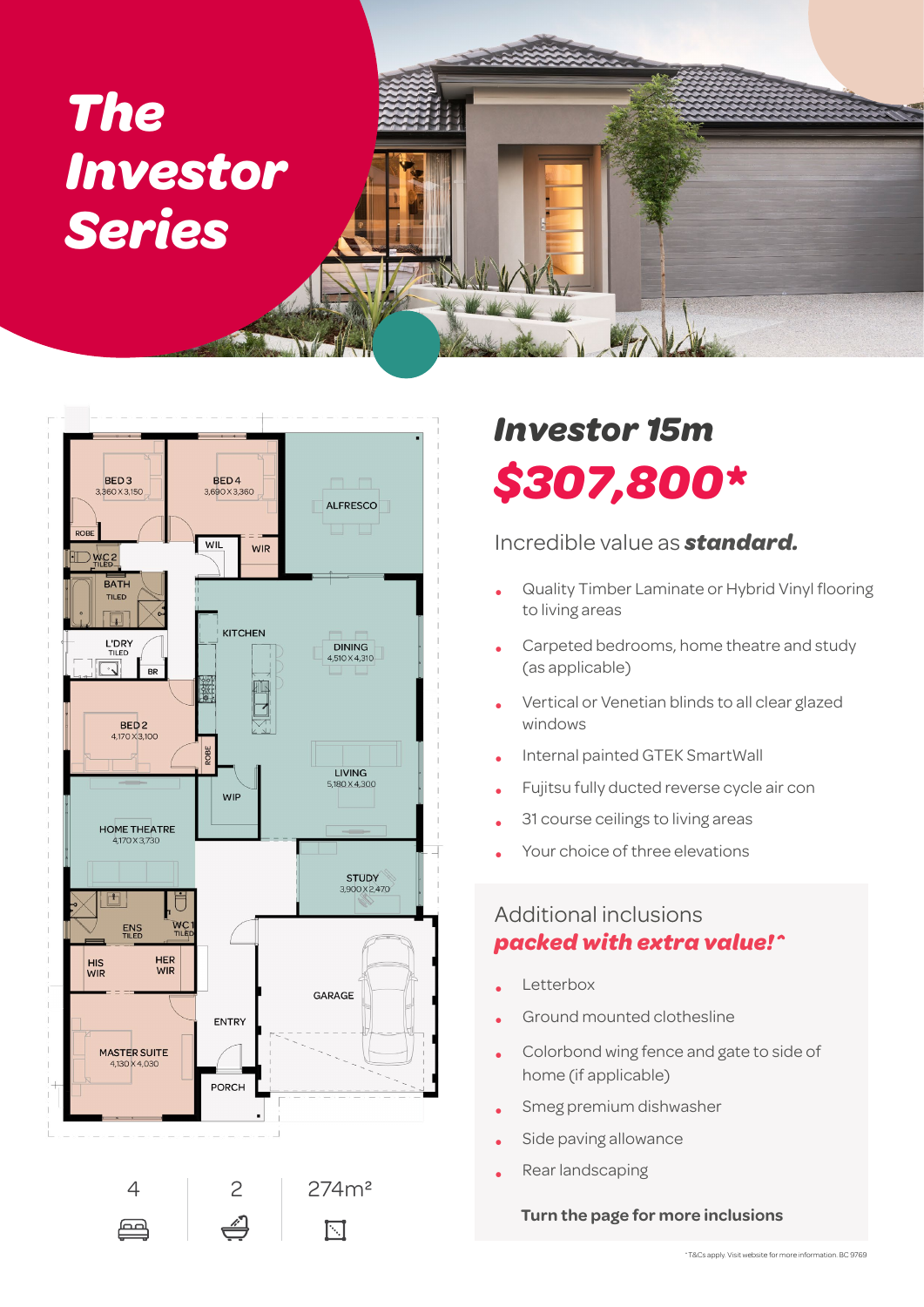# The Investor Series

BED 3
3,360 X 3,150

BED 4
3,690 X 3,360

ALFRESCO

ROBE

WIL

WIR

WC 2
TILED

BATH
TILED

KITCHEN

DINING
4,510 X 4,310

L'DRY
TILED

BR

BED 2
4,170 X 3,100

ROBE

LIVING
5,180 X 4,300

WIP

HOME THEATRE
4,170 X 3,730

STUDY
3,900 X 2,470

ENS
TILED

WC 1
TILED

HIS WIR

HER WIR

GARAGE

ENTRY

MASTER SUITE
4,130 X 4,030

PORCH

4 | 2 | 274m²

## Investor 15m

## $307,800*

Incredible value as **standard.**

- Quality Timber Laminate or Hybrid Vinyl flooring to living areas
- Carpeted bedrooms, home theatre and study (as applicable)
- Vertical or Venetian blinds to all clear glazed windows
- Internal painted GTEK SmartWall
- Fujitsu fully ducted reverse cycle air con
- 31 course ceilings to living areas
- Your choice of three elevations

### Additional inclusions *packed with extra value!^*

- Letterbox
- Ground mounted clothesline
- Colorbond wing fence and gate to side of home (if applicable)
- Smeg premium dishwasher
- Side paving allowance
- Rear landscaping

**Turn the page for more inclusions**

*T&Cs apply. Visit website for more information. BC 9769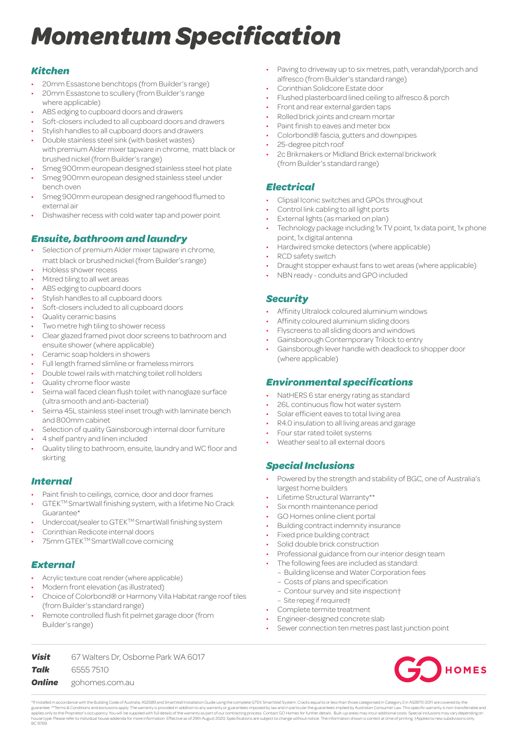# Momentum Specification

## Kitchen

- 20mm Essastone benchtops (from Builder's range)
- 20mm Essastone to scullery (from Builder's range where applicable)
- ABS edging to cupboard doors and drawers
- Soft-closers included to all cupboard doors and drawers
- Stylish handles to all cupboard doors and drawers
- Double stainless steel sink (with basket wastes) with premium Alder mixer tapware in chrome, matt black or brushed nickel (from Builder's range)
- Smeg 900mm european designed stainless steel hot plate
- Smeg 900mm european designed stainless steel under bench oven
- Smeg 900mm european designed rangehood flumed to external air
- Dishwasher recess with cold water tap and power point

## Ensuite, bathroom and laundry

- Selection of premium Alder mixer tapware in chrome, matt black or brushed nickel (from Builder's range)
- Hobless shower recess
- Mitred tiling to all wet areas
- ABS edging to cupboard doors
- Stylish handles to all cupboard doors
- Soft-closers included to all cupboard doors
- Quality ceramic basins
- Two metre high tiling to shower recess
- Clear glazed framed pivot door screens to bathroom and ensuite shower (where applicable)
- Ceramic soap holders in showers
- Full length framed slimline or frameless mirrors
- Double towel rails with matching toilet roll holders
- Quality chrome floor waste
- Seima wall faced clean flush toilet with nanoglaze surface (ultra smooth and anti-bacterial)
- Seima 45L stainless steel inset trough with laminate bench and 800mm cabinet
- Selection of quality Gainsborough internal door furniture
- 4 shelf pantry and linen included
- Quality tiling to bathroom, ensuite, laundry and WC floor and skirting

## Internal

- Paint finish to ceilings, cornice, door and door frames
- GTEK™ SmartWall finishing system, with a lifetime No Crack Guarantee*
- Undercoat/sealer to GTEK™ SmartWall finishing system
- Corinthian Redicote internal doors
- 75mm GTEK™ SmartWall cove cornicing

## External

- Acrylic texture coat render (where applicable)
- Modern front elevation (as illustrated)
- Choice of Colorbond® or Harmony Villa Habitat range roof tiles (from Builder's standard range)
- Remote controlled flush fit pelmet garage door (from Builder's range)
- Paving to driveway up to six metres, path, verandah/porch and alfresco (from Builder's standard range)
- Corinthian Solidcore Estate door
- Flushed plasterboard lined ceiling to alfresco & porch
- Front and rear external garden taps
- Rolled brick joints and cream mortar
- Paint finish to eaves and meter box
- Colorbond® fascia, gutters and downpipes
- 25-degree pitch roof
- 2c Brikmakers or Midland Brick external brickwork (from Builder's standard range)

## Electrical

- Clipsal Iconic switches and GPOs throughout
- Control link cabling to all light ports
- External lights (as marked on plan)
- Technology package including 1x TV point, 1x data point, 1x phone point, 1x digital antenna
- Hardwired smoke detectors (where applicable)
- RCD safety switch
- Draught stopper exhaust fans to wet areas (where applicable)
- NBN ready - conduits and GPO included

## Security

- Affinity Ultralock coloured aluminium windows
- Affinity coloured aluminium sliding doors
- Flyscreens to all sliding doors and windows
- Gainsborough Contemporary Trilock to entry
- Gainsborough lever handle with deadlock to shopper door (where applicable)

## Environmental specifications

- NatHERS 6 star energy rating as standard
- 26L continuous flow hot water system
- Solar efficient eaves to total living area
- R4.0 insulation to all living areas and garage
- Four star rated toilet systems
- Weather seal to all external doors

## Special Inclusions

- Powered by the strength and stability of BGC, one of Australia's largest home builders
- Lifetime Structural Warranty**
- Six month maintenance period
- GO Homes online client portal
- Building contract indemnity insurance
- Fixed price building contract
- Solid double brick construction
- Professional guidance from our interior design team
- The following fees are included as standard:
  - Building license and Water Corporation fees
  - Costs of plans and specification
  - Contour survey and site inspection†
  - Site repeg if required†
- Complete termite treatment
- Engineer-designed concrete slab
- Sewer connection ten metres past last junction point

***Visit*** 67 Walters Dr, Osborne Park WA 6017
***Talk*** 6555 7510
***Online*** gohomes.com.au

GO HOMES

*If installed in accordance with the Building Code of Australia, AS2589 and SmartWall Installation Guide using the complete GTEK SmartWall System. Cracks equal to or less than those categorised in Category 2 in AS2870-2011 are covered by the guarantee. **Terms & Conditions and exclusions apply. The warranty is provided in addition to any warranty or guarantees imposed by law and in particular the guarantees implied by Australian Consumer Law. This specific warranty is non-transferrable and applies only to the Proprietor's occupancy. You will be supplied with full details of the warranty as part of our contracting process. Contact GO Homes for further details. Built-up areas may incur additional costs. Special inclusions may vary depending on house type. Please refer to individual house addenda for more information. Effective as of 29th August 2020. Specifications are subject to change without notice. The information shown is correct at time of printing. †Applies to new subdivisions only. BC 9769.